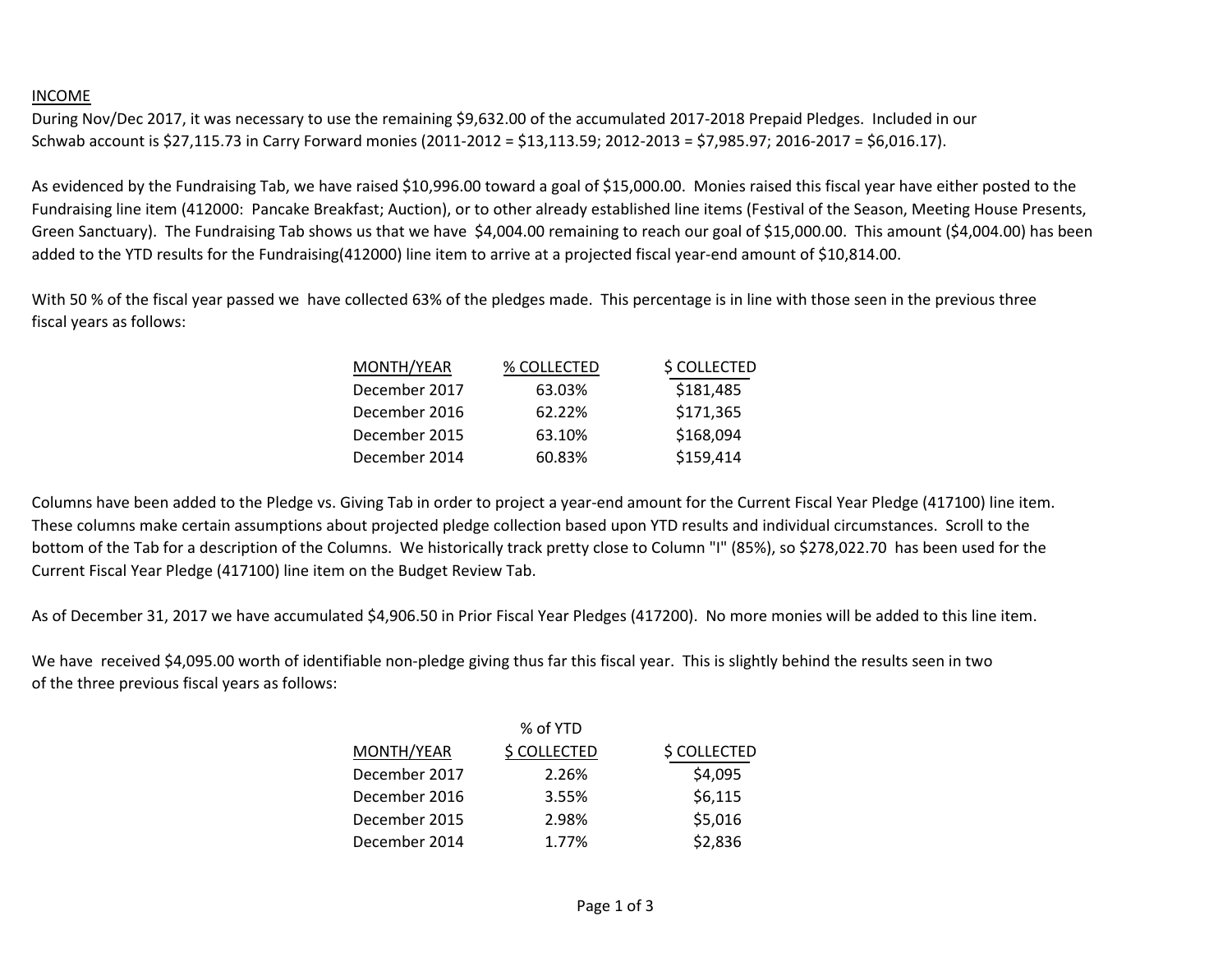INCOME

During Nov/Dec 2017, it was necessary to use the remaining $9,632.00 of the accumulated 2017-2018 Prepaid Pledges. Included in our Schwab account is $27,115.73 in Carry Forward monies (2011-2012 = $13,113.59; 2012-2013 = $7,985.97; 2016-2017 = $6,016.17).

As evidenced by the Fundraising Tab, we have raised $10,996.00 toward a goal of $15,000.00. Monies raised this fiscal year have either posted to the Fundraising line item (412000: Pancake Breakfast; Auction), or to other already established line items (Festival of the Season, Meeting House Presents, Green Sanctuary). The Fundraising Tab shows us that we have $4,004.00 remaining to reach our goal of $15,000.00. This amount ($4,004.00) has been added to the YTD results for the Fundraising(412000) line item to arrive at a projected fiscal year-end amount of $10,814.00.

With 50 % of the fiscal year passed we have collected 63% of the pledges made. This percentage is in line with those seen in the previous three fiscal years as follows:

| MONTH/YEAR | % COLLECTED | $ COLLECTED |
| --- | --- | --- |
| December 2017 | 63.03% | $181,485 |
| December 2016 | 62.22% | $171,365 |
| December 2015 | 63.10% | $168,094 |
| December 2014 | 60.83% | $159,414 |

Columns have been added to the Pledge vs. Giving Tab in order to project a year-end amount for the Current Fiscal Year Pledge (417100) line item. These columns make certain assumptions about projected pledge collection based upon YTD results and individual circumstances. Scroll to the bottom of the Tab for a description of the Columns. We historically track pretty close to Column "I" (85%), so $278,022.70 has been used for the Current Fiscal Year Pledge (417100) line item on the Budget Review Tab.

As of December 31, 2017 we have accumulated $4,906.50 in Prior Fiscal Year Pledges (417200). No more monies will be added to this line item.

We have received $4,095.00 worth of identifiable non-pledge giving thus far this fiscal year. This is slightly behind the results seen in two of the three previous fiscal years as follows:

| MONTH/YEAR | % of YTD $ COLLECTED | $ COLLECTED |
| --- | --- | --- |
| December 2017 | 2.26% | $4,095 |
| December 2016 | 3.55% | $6,115 |
| December 2015 | 2.98% | $5,016 |
| December 2014 | 1.77% | $2,836 |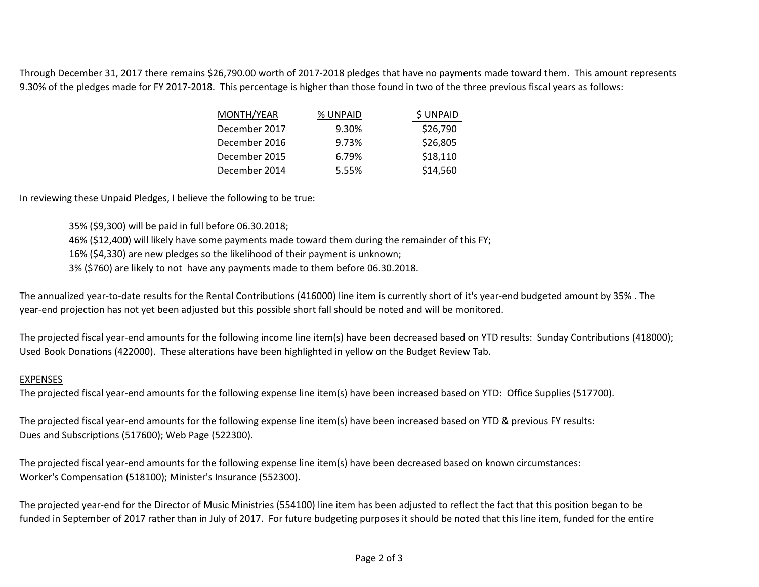Through December 31, 2017 there remains $26,790.00 worth of 2017-2018 pledges that have no payments made toward them. This amount represents 9.30% of the pledges made for FY 2017-2018. This percentage is higher than those found in two of the three previous fiscal years as follows:

| MONTH/YEAR | % UNPAID | $ UNPAID |
|---|---|---|
| December 2017 | 9.30% | $26,790 |
| December 2016 | 9.73% | $26,805 |
| December 2015 | 6.79% | $18,110 |
| December 2014 | 5.55% | $14,560 |

In reviewing these Unpaid Pledges, I believe the following to be true:

> 35% ($9,300) will be paid in full before 06.30.2018;
> 46% ($12,400) will likely have some payments made toward them during the remainder of this FY;
> 16% ($4,330) are new pledges so the likelihood of their payment is unknown;
> 3% ($760) are likely to not have any payments made to them before 06.30.2018.

The annualized year-to-date results for the Rental Contributions (416000) line item is currently short of it's year-end budgeted amount by 35% . The year-end projection has not yet been adjusted but this possible short fall should be noted and will be monitored.

The projected fiscal year-end amounts for the following income line item(s) have been decreased based on YTD results: Sunday Contributions (418000); Used Book Donations (422000). These alterations have been highlighted in yellow on the Budget Review Tab.

## EXPENSES

The projected fiscal year-end amounts for the following expense line item(s) have been increased based on YTD: Office Supplies (517700).

The projected fiscal year-end amounts for the following expense line item(s) have been increased based on YTD & previous FY results: Dues and Subscriptions (517600); Web Page (522300).

The projected fiscal year-end amounts for the following expense line item(s) have been decreased based on known circumstances: Worker's Compensation (518100); Minister's Insurance (552300).

The projected year-end for the Director of Music Ministries (554100) line item has been adjusted to reflect the fact that this position began to be funded in September of 2017 rather than in July of 2017. For future budgeting purposes it should be noted that this line item, funded for the entire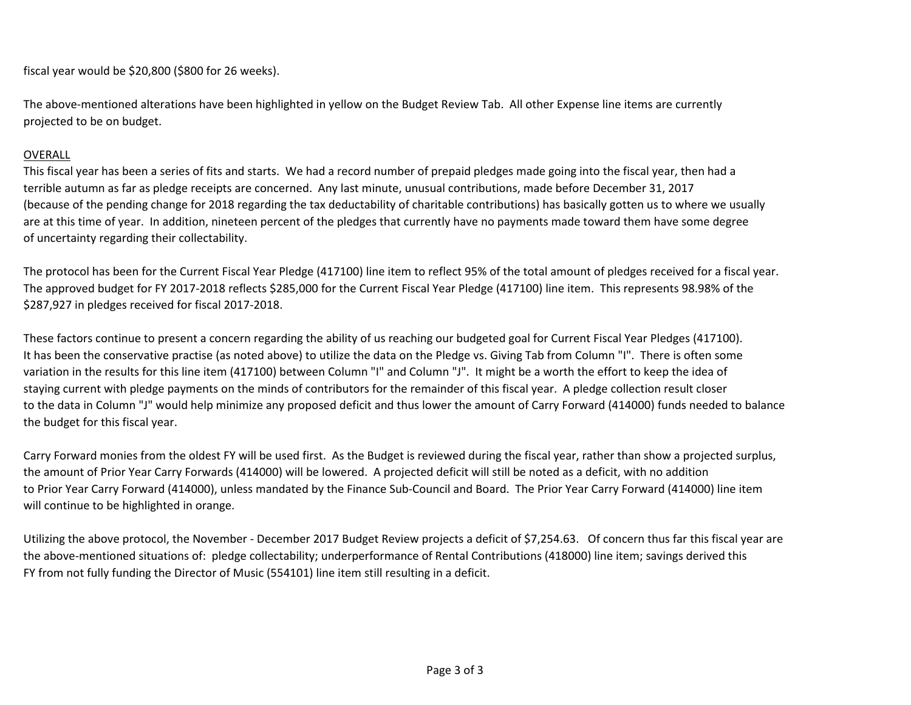fiscal year would be $20,800 ($800 for 26 weeks).

The above-mentioned alterations have been highlighted in yellow on the Budget Review Tab. All other Expense line items are currently projected to be on budget.

<u>OVERALL</u>

This fiscal year has been a series of fits and starts. We had a record number of prepaid pledges made going into the fiscal year, then had a terrible autumn as far as pledge receipts are concerned. Any last minute, unusual contributions, made before December 31, 2017 (because of the pending change for 2018 regarding the tax deductability of charitable contributions) has basically gotten us to where we usually are at this time of year. In addition, nineteen percent of the pledges that currently have no payments made toward them have some degree of uncertainty regarding their collectability.

The protocol has been for the Current Fiscal Year Pledge (417100) line item to reflect 95% of the total amount of pledges received for a fiscal year. The approved budget for FY 2017-2018 reflects $285,000 for the Current Fiscal Year Pledge (417100) line item. This represents 98.98% of the $287,927 in pledges received for fiscal 2017-2018.

These factors continue to present a concern regarding the ability of us reaching our budgeted goal for Current Fiscal Year Pledges (417100). It has been the conservative practise (as noted above) to utilize the data on the Pledge vs. Giving Tab from Column "I". There is often some variation in the results for this line item (417100) between Column "I" and Column "J". It might be a worth the effort to keep the idea of staying current with pledge payments on the minds of contributors for the remainder of this fiscal year. A pledge collection result closer to the data in Column "J" would help minimize any proposed deficit and thus lower the amount of Carry Forward (414000) funds needed to balance the budget for this fiscal year.

Carry Forward monies from the oldest FY will be used first. As the Budget is reviewed during the fiscal year, rather than show a projected surplus, the amount of Prior Year Carry Forwards (414000) will be lowered. A projected deficit will still be noted as a deficit, with no addition to Prior Year Carry Forward (414000), unless mandated by the Finance Sub-Council and Board. The Prior Year Carry Forward (414000) line item will continue to be highlighted in orange.

Utilizing the above protocol, the November - December 2017 Budget Review projects a deficit of $7,254.63. Of concern thus far this fiscal year are the above-mentioned situations of: pledge collectability; underperformance of Rental Contributions (418000) line item; savings derived this FY from not fully funding the Director of Music (554101) line item still resulting in a deficit.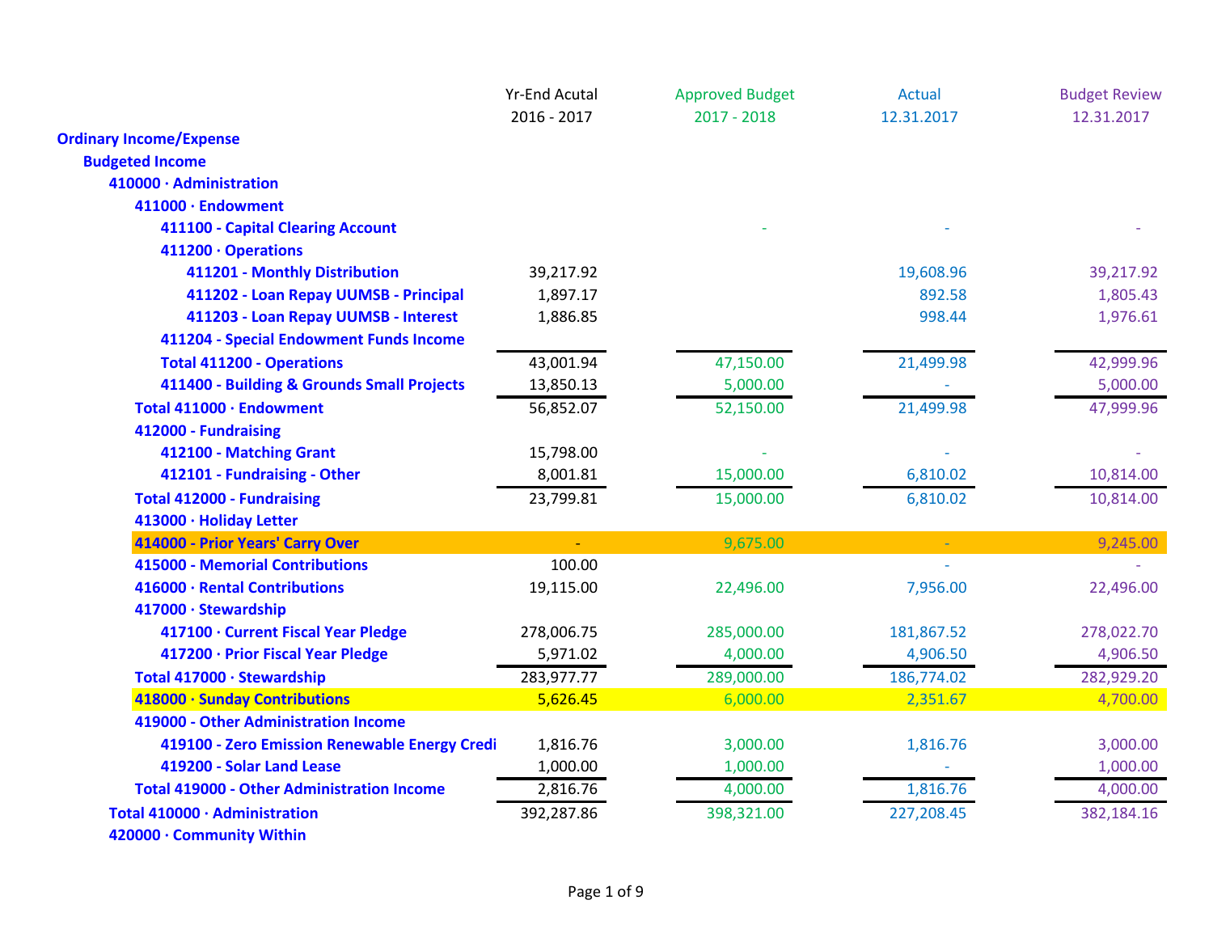| | Yr-End Acutal 2016 - 2017 | Approved Budget 2017 - 2018 | Actual 12.31.2017 | Budget Review 12.31.2017 |
|---|---|---|---|---|
| **Ordinary Income/Expense** | | | | |
| **Budgeted Income** | | | | |
| **410000 · Administration** | | | | |
| **411000 · Endowment** | | | | |
| **411100 - Capital Clearing Account** | | - | - | - |
| **411200 · Operations** | | | | |
| **411201 - Monthly Distribution** | 39,217.92 | | 19,608.96 | 39,217.92 |
| **411202 - Loan Repay UUMSB - Principal** | 1,897.17 | | 892.58 | 1,805.43 |
| **411203 - Loan Repay UUMSB - Interest** | 1,886.85 | | 998.44 | 1,976.61 |
| **411204 - Special Endowment Funds Income** | | | | |
| **Total 411200 - Operations** | 43,001.94 | 47,150.00 | 21,499.98 | 42,999.96 |
| **411400 - Building & Grounds Small Projects** | 13,850.13 | 5,000.00 | - | 5,000.00 |
| **Total 411000 · Endowment** | 56,852.07 | 52,150.00 | 21,499.98 | 47,999.96 |
| **412000 - Fundraising** | | | | |
| **412100 - Matching Grant** | 15,798.00 | - | - | - |
| **412101 - Fundraising - Other** | 8,001.81 | 15,000.00 | 6,810.02 | 10,814.00 |
| **Total 412000 - Fundraising** | 23,799.81 | 15,000.00 | 6,810.02 | 10,814.00 |
| **413000 · Holiday Letter** | | | | |
| **414000 - Prior Years' Carry Over** | - | 9,675.00 | - | 9,245.00 |
| **415000 - Memorial Contributions** | 100.00 | | - | - |
| **416000 · Rental Contributions** | 19,115.00 | 22,496.00 | 7,956.00 | 22,496.00 |
| **417000 · Stewardship** | | | | |
| **417100 · Current Fiscal Year Pledge** | 278,006.75 | 285,000.00 | 181,867.52 | 278,022.70 |
| **417200 · Prior Fiscal Year Pledge** | 5,971.02 | 4,000.00 | 4,906.50 | 4,906.50 |
| **Total 417000 · Stewardship** | 283,977.77 | 289,000.00 | 186,774.02 | 282,929.20 |
| **418000 · Sunday Contributions** | 5,626.45 | 6,000.00 | 2,351.67 | 4,700.00 |
| **419000 - Other Administration Income** | | | | |
| **419100 - Zero Emission Renewable Energy Credi** | 1,816.76 | 3,000.00 | 1,816.76 | 3,000.00 |
| **419200 - Solar Land Lease** | 1,000.00 | 1,000.00 | - | 1,000.00 |
| **Total 419000 - Other Administration Income** | 2,816.76 | 4,000.00 | 1,816.76 | 4,000.00 |
| **Total 410000 · Administration** | 392,287.86 | 398,321.00 | 227,208.45 | 382,184.16 |
| **420000 · Community Within** | | | | |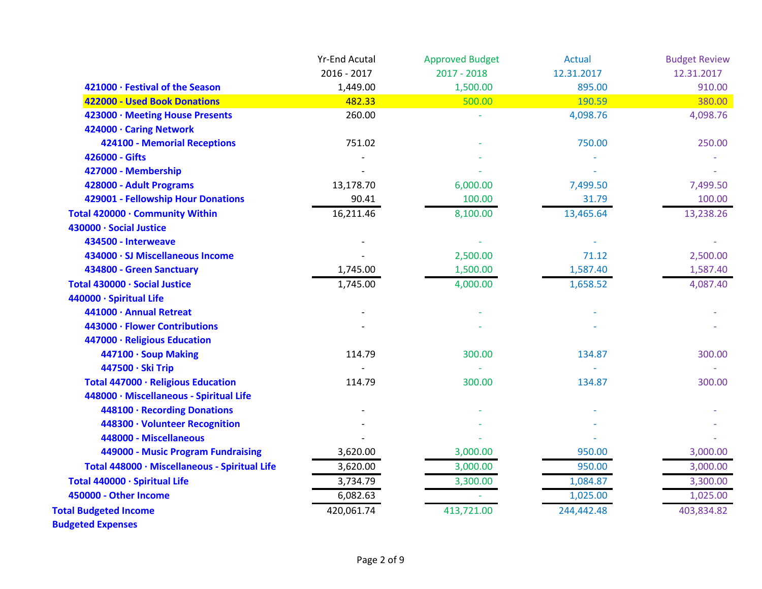| | Yr-End Acutal 2016 - 2017 | Approved Budget 2017 - 2018 | Actual 12.31.2017 | Budget Review 12.31.2017 |
|---|---|---|---|---|
| **421000 · Festival of the Season** | 1,449.00 | 1,500.00 | 895.00 | 910.00 |
| **422000 - Used Book Donations** | 482.33 | 500.00 | 190.59 | 380.00 |
| **423000 · Meeting House Presents** | 260.00 | - | 4,098.76 | 4,098.76 |
| **424000 · Caring Network** | | | | |
| **424100 - Memorial Receptions** | 751.02 | - | 750.00 | 250.00 |
| **426000 - Gifts** | - | - | - | - |
| **427000 - Membership** | - | - | - | - |
| **428000 - Adult Programs** | 13,178.70 | 6,000.00 | 7,499.50 | 7,499.50 |
| **429001 - Fellowship Hour Donations** | 90.41 | 100.00 | 31.79 | 100.00 |
| **Total 420000 · Community Within** | 16,211.46 | 8,100.00 | 13,465.64 | 13,238.26 |
| **430000 · Social Justice** | | | | |
| **434500 - Interweave** | - | - | - | - |
| **434000 · SJ Miscellaneous Income** | - | 2,500.00 | 71.12 | 2,500.00 |
| **434800 - Green Sanctuary** | 1,745.00 | 1,500.00 | 1,587.40 | 1,587.40 |
| **Total 430000 · Social Justice** | 1,745.00 | 4,000.00 | 1,658.52 | 4,087.40 |
| **440000 · Spiritual Life** | | | | |
| **441000 · Annual Retreat** | - | - | - | - |
| **443000 · Flower Contributions** | - | - | - | - |
| **447000 · Religious Education** | | | | |
| **447100 · Soup Making** | 114.79 | 300.00 | 134.87 | 300.00 |
| **447500 · Ski Trip** | - | - | - | - |
| **Total 447000 · Religious Education** | 114.79 | 300.00 | 134.87 | 300.00 |
| **448000 · Miscellaneous - Spiritual Life** | | | | |
| **448100 · Recording Donations** | - | - | - | - |
| **448300 · Volunteer Recognition** | - | - | - | - |
| **448000 - Miscellaneous** | - | - | - | - |
| **449000 - Music Program Fundraising** | 3,620.00 | 3,000.00 | 950.00 | 3,000.00 |
| **Total 448000 · Miscellaneous - Spiritual Life** | 3,620.00 | 3,000.00 | 950.00 | 3,000.00 |
| **Total 440000 · Spiritual Life** | 3,734.79 | 3,300.00 | 1,084.87 | 3,300.00 |
| **450000 - Other Income** | 6,082.63 | - | 1,025.00 | 1,025.00 |
| **Total Budgeted Income** | 420,061.74 | 413,721.00 | 244,442.48 | 403,834.82 |
| **Budgeted Expenses** | | | | |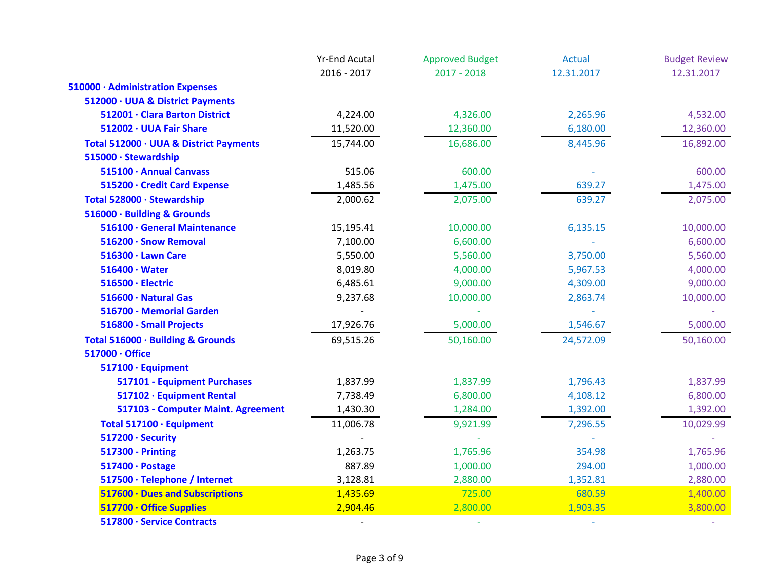| | Yr-End Acutal 2016 - 2017 | Approved Budget 2017 - 2018 | Actual 12.31.2017 | Budget Review 12.31.2017 |
|---|---|---|---|---|
| **510000 · Administration Expenses** | | | | |
| **512000 · UUA & District Payments** | | | | |
| **512001 · Clara Barton District** | 4,224.00 | 4,326.00 | 2,265.96 | 4,532.00 |
| **512002 · UUA Fair Share** | 11,520.00 | 12,360.00 | 6,180.00 | 12,360.00 |
| **Total 512000 · UUA & District Payments** | 15,744.00 | 16,686.00 | 8,445.96 | 16,892.00 |
| **515000 · Stewardship** | | | | |
| **515100 · Annual Canvass** | 515.06 | 600.00 | - | 600.00 |
| **515200 · Credit Card Expense** | 1,485.56 | 1,475.00 | 639.27 | 1,475.00 |
| **Total 528000 · Stewardship** | 2,000.62 | 2,075.00 | 639.27 | 2,075.00 |
| **516000 · Building & Grounds** | | | | |
| **516100 · General Maintenance** | 15,195.41 | 10,000.00 | 6,135.15 | 10,000.00 |
| **516200 · Snow Removal** | 7,100.00 | 6,600.00 | - | 6,600.00 |
| **516300 · Lawn Care** | 5,550.00 | 5,560.00 | 3,750.00 | 5,560.00 |
| **516400 · Water** | 8,019.80 | 4,000.00 | 5,967.53 | 4,000.00 |
| **516500 · Electric** | 6,485.61 | 9,000.00 | 4,309.00 | 9,000.00 |
| **516600 · Natural Gas** | 9,237.68 | 10,000.00 | 2,863.74 | 10,000.00 |
| **516700 - Memorial Garden** | - | - | - | - |
| **516800 - Small Projects** | 17,926.76 | 5,000.00 | 1,546.67 | 5,000.00 |
| **Total 516000 · Building & Grounds** | 69,515.26 | 50,160.00 | 24,572.09 | 50,160.00 |
| **517000 · Office** | | | | |
| **517100 · Equipment** | | | | |
| **517101 - Equipment Purchases** | 1,837.99 | 1,837.99 | 1,796.43 | 1,837.99 |
| **517102 · Equipment Rental** | 7,738.49 | 6,800.00 | 4,108.12 | 6,800.00 |
| **517103 - Computer Maint. Agreement** | 1,430.30 | 1,284.00 | 1,392.00 | 1,392.00 |
| **Total 517100 · Equipment** | 11,006.78 | 9,921.99 | 7,296.55 | 10,029.99 |
| **517200 · Security** | - | - | - | - |
| **517300 - Printing** | 1,263.75 | 1,765.96 | 354.98 | 1,765.96 |
| **517400 · Postage** | 887.89 | 1,000.00 | 294.00 | 1,000.00 |
| **517500 · Telephone / Internet** | 3,128.81 | 2,880.00 | 1,352.81 | 2,880.00 |
| **517600 · Dues and Subscriptions** | 1,435.69 | 725.00 | 680.59 | 1,400.00 |
| **517700 · Office Supplies** | 2,904.46 | 2,800.00 | 1,903.35 | 3,800.00 |
| **517800 · Service Contracts** | - | - | - | - |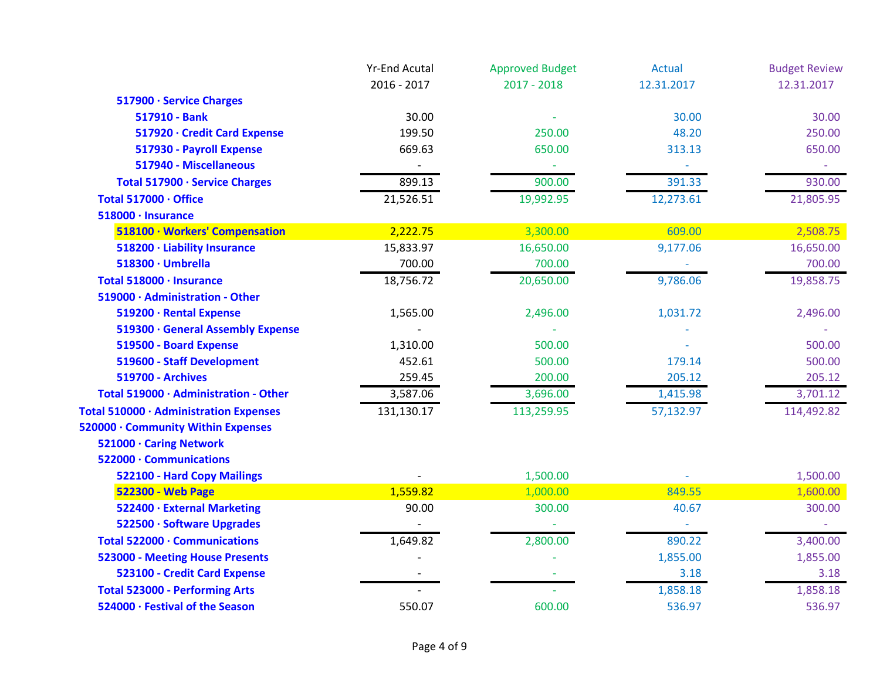| | Yr-End Acutal 2016 - 2017 | Approved Budget 2017 - 2018 | Actual 12.31.2017 | Budget Review 12.31.2017 |
|---|---|---|---|---|
| **517900 · Service Charges** | | | | |
| **517910 - Bank** | 30.00 | - | 30.00 | 30.00 |
| **517920 · Credit Card Expense** | 199.50 | 250.00 | 48.20 | 250.00 |
| **517930 - Payroll Expense** | 669.63 | 650.00 | 313.13 | 650.00 |
| **517940 - Miscellaneous** | - | - | - | - |
| **Total 517900 · Service Charges** | 899.13 | 900.00 | 391.33 | 930.00 |
| **Total 517000 · Office** | 21,526.51 | 19,992.95 | 12,273.61 | 21,805.95 |
| **518000 · Insurance** | | | | |
| **518100 · Workers' Compensation** | 2,222.75 | 3,300.00 | 609.00 | 2,508.75 |
| **518200 · Liability Insurance** | 15,833.97 | 16,650.00 | 9,177.06 | 16,650.00 |
| **518300 · Umbrella** | 700.00 | 700.00 | - | 700.00 |
| **Total 518000 · Insurance** | 18,756.72 | 20,650.00 | 9,786.06 | 19,858.75 |
| **519000 · Administration - Other** | | | | |
| **519200 · Rental Expense** | 1,565.00 | 2,496.00 | 1,031.72 | 2,496.00 |
| **519300 · General Assembly Expense** | - | - | - | - |
| **519500 - Board Expense** | 1,310.00 | 500.00 | - | 500.00 |
| **519600 - Staff Development** | 452.61 | 500.00 | 179.14 | 500.00 |
| **519700 - Archives** | 259.45 | 200.00 | 205.12 | 205.12 |
| **Total 519000 · Administration - Other** | 3,587.06 | 3,696.00 | 1,415.98 | 3,701.12 |
| **Total 510000 · Administration Expenses** | 131,130.17 | 113,259.95 | 57,132.97 | 114,492.82 |
| **520000 · Community Within Expenses** | | | | |
| **521000 · Caring Network** | | | | |
| **522000 · Communications** | | | | |
| **522100 - Hard Copy Mailings** | - | 1,500.00 | - | 1,500.00 |
| **522300 - Web Page** | 1,559.82 | 1,000.00 | 849.55 | 1,600.00 |
| **522400 · External Marketing** | 90.00 | 300.00 | 40.67 | 300.00 |
| **522500 · Software Upgrades** | - | - | - | - |
| **Total 522000 · Communications** | 1,649.82 | 2,800.00 | 890.22 | 3,400.00 |
| **523000 - Meeting House Presents** | - | - | 1,855.00 | 1,855.00 |
| **523100 - Credit Card Expense** | - | - | 3.18 | 3.18 |
| **Total 523000 - Performing Arts** | - | - | 1,858.18 | 1,858.18 |
| **524000 · Festival of the Season** | 550.07 | 600.00 | 536.97 | 536.97 |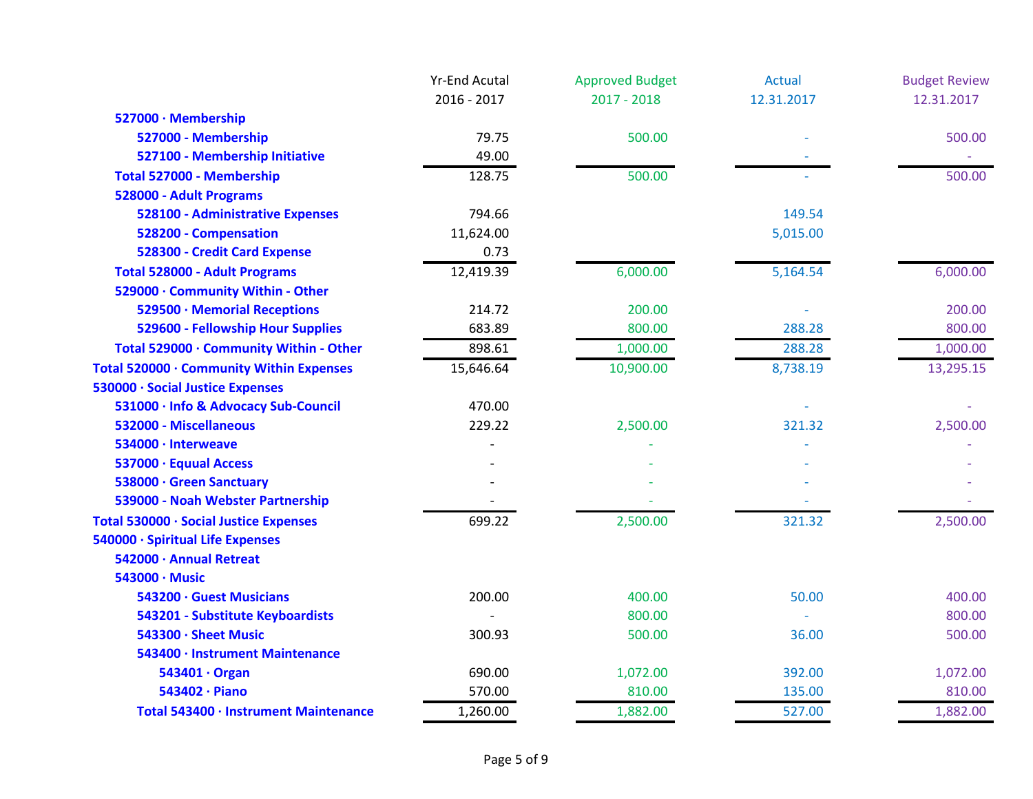| | Yr-End Acutal 2016 - 2017 | Approved Budget 2017 - 2018 | Actual 12.31.2017 | Budget Review 12.31.2017 |
|---|---|---|---|---|
| **527000 · Membership** | | | | |
| **527000 - Membership** | 79.75 | 500.00 | - | 500.00 |
| **527100 - Membership Initiative** | 49.00 | | - | - |
| **Total 527000 - Membership** | 128.75 | 500.00 | - | 500.00 |
| **528000 - Adult Programs** | | | | |
| **528100 - Administrative Expenses** | 794.66 | | 149.54 | |
| **528200 - Compensation** | 11,624.00 | | 5,015.00 | |
| **528300 - Credit Card Expense** | 0.73 | | | |
| **Total 528000 - Adult Programs** | 12,419.39 | 6,000.00 | 5,164.54 | 6,000.00 |
| **529000 · Community Within - Other** | | | | |
| **529500 · Memorial Receptions** | 214.72 | 200.00 | - | 200.00 |
| **529600 - Fellowship Hour Supplies** | 683.89 | 800.00 | 288.28 | 800.00 |
| **Total 529000 · Community Within - Other** | 898.61 | 1,000.00 | 288.28 | 1,000.00 |
| **Total 520000 · Community Within Expenses** | 15,646.64 | 10,900.00 | 8,738.19 | 13,295.15 |
| **530000 · Social Justice Expenses** | | | | |
| **531000 · Info & Advocacy Sub-Council** | 470.00 | | - | - |
| **532000 - Miscellaneous** | 229.22 | 2,500.00 | 321.32 | 2,500.00 |
| **534000 · Interweave** | - | - | - | - |
| **537000 · Equual Access** | - | - | - | - |
| **538000 · Green Sanctuary** | - | - | - | - |
| **539000 - Noah Webster Partnership** | - | - | - | - |
| **Total 530000 · Social Justice Expenses** | 699.22 | 2,500.00 | 321.32 | 2,500.00 |
| **540000 · Spiritual Life Expenses** | | | | |
| **542000 · Annual Retreat** | | | | |
| **543000 · Music** | | | | |
| **543200 · Guest Musicians** | 200.00 | 400.00 | 50.00 | 400.00 |
| **543201 - Substitute Keyboardists** | - | 800.00 | - | 800.00 |
| **543300 · Sheet Music** | 300.93 | 500.00 | 36.00 | 500.00 |
| **543400 · Instrument Maintenance** | | | | |
| **543401 · Organ** | 690.00 | 1,072.00 | 392.00 | 1,072.00 |
| **543402 · Piano** | 570.00 | 810.00 | 135.00 | 810.00 |
| **Total 543400 · Instrument Maintenance** | 1,260.00 | 1,882.00 | 527.00 | 1,882.00 |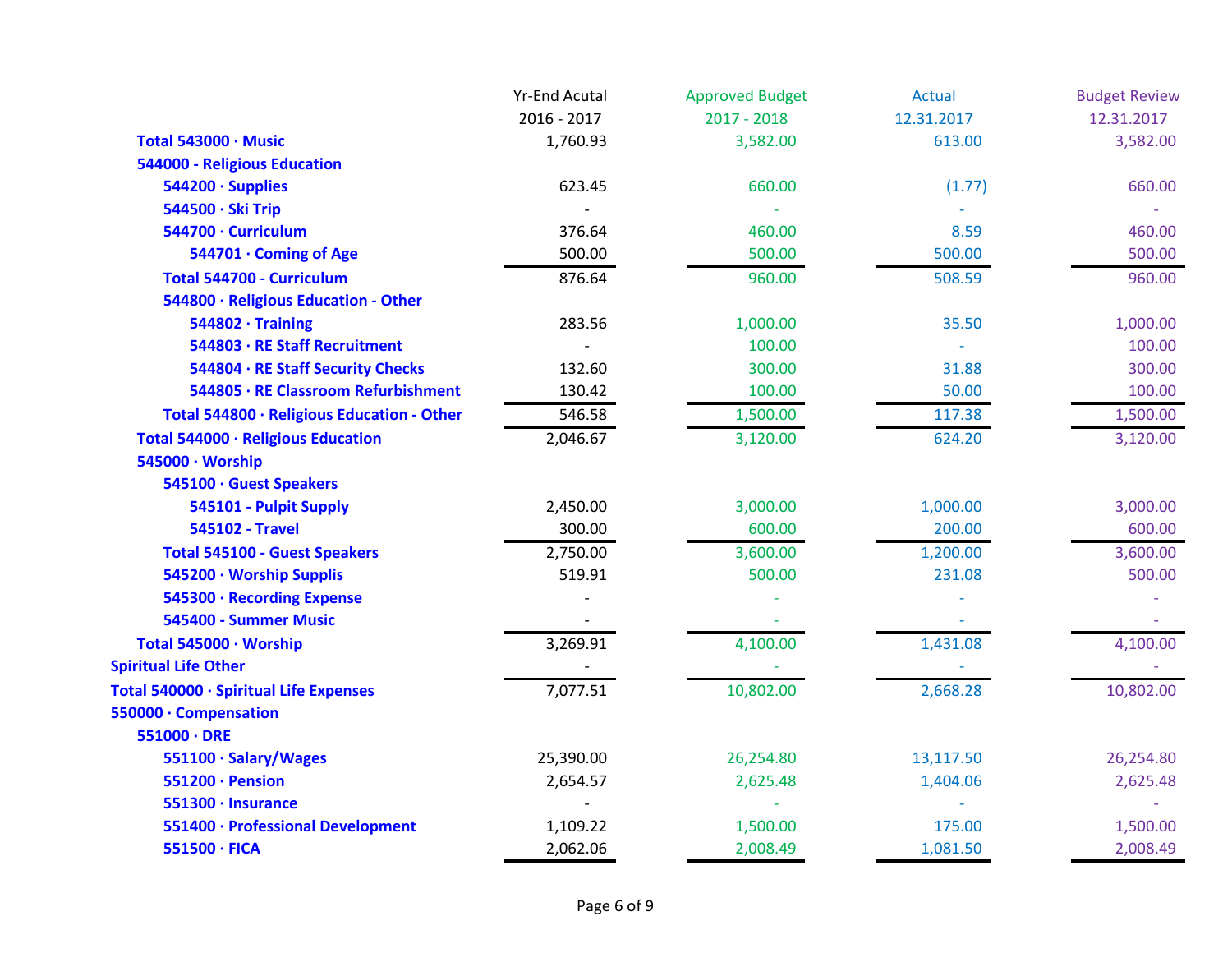| | Yr-End Acutal 2016 - 2017 | Approved Budget 2017 - 2018 | Actual 12.31.2017 | Budget Review 12.31.2017 |
|---|---|---|---|---|
| **Total 543000 · Music** | 1,760.93 | 3,582.00 | 613.00 | 3,582.00 |
| **544000 - Religious Education** | | | | |
| **544200 · Supplies** | 623.45 | 660.00 | (1.77) | 660.00 |
| **544500 · Ski Trip** | - | - | - | - |
| **544700 · Curriculum** | 376.64 | 460.00 | 8.59 | 460.00 |
| **544701 · Coming of Age** | 500.00 | 500.00 | 500.00 | 500.00 |
| **Total 544700 - Curriculum** | 876.64 | 960.00 | 508.59 | 960.00 |
| **544800 · Religious Education - Other** | | | | |
| **544802 · Training** | 283.56 | 1,000.00 | 35.50 | 1,000.00 |
| **544803 · RE Staff Recruitment** | - | 100.00 | - | 100.00 |
| **544804 · RE Staff Security Checks** | 132.60 | 300.00 | 31.88 | 300.00 |
| **544805 · RE Classroom Refurbishment** | 130.42 | 100.00 | 50.00 | 100.00 |
| **Total 544800 · Religious Education - Other** | 546.58 | 1,500.00 | 117.38 | 1,500.00 |
| **Total 544000 · Religious Education** | 2,046.67 | 3,120.00 | 624.20 | 3,120.00 |
| **545000 · Worship** | | | | |
| **545100 · Guest Speakers** | | | | |
| **545101 - Pulpit Supply** | 2,450.00 | 3,000.00 | 1,000.00 | 3,000.00 |
| **545102 - Travel** | 300.00 | 600.00 | 200.00 | 600.00 |
| **Total 545100 - Guest Speakers** | 2,750.00 | 3,600.00 | 1,200.00 | 3,600.00 |
| **545200 · Worship Supplis** | 519.91 | 500.00 | 231.08 | 500.00 |
| **545300 · Recording Expense** | - | - | - | - |
| **545400 - Summer Music** | - | - | - | - |
| **Total 545000 · Worship** | 3,269.91 | 4,100.00 | 1,431.08 | 4,100.00 |
| **Spiritual Life Other** | - | - | - | - |
| **Total 540000 · Spiritual Life Expenses** | 7,077.51 | 10,802.00 | 2,668.28 | 10,802.00 |
| **550000 · Compensation** | | | | |
| **551000 · DRE** | | | | |
| **551100 · Salary/Wages** | 25,390.00 | 26,254.80 | 13,117.50 | 26,254.80 |
| **551200 · Pension** | 2,654.57 | 2,625.48 | 1,404.06 | 2,625.48 |
| **551300 · Insurance** | - | - | - | - |
| **551400 · Professional Development** | 1,109.22 | 1,500.00 | 175.00 | 1,500.00 |
| **551500 · FICA** | 2,062.06 | 2,008.49 | 1,081.50 | 2,008.49 |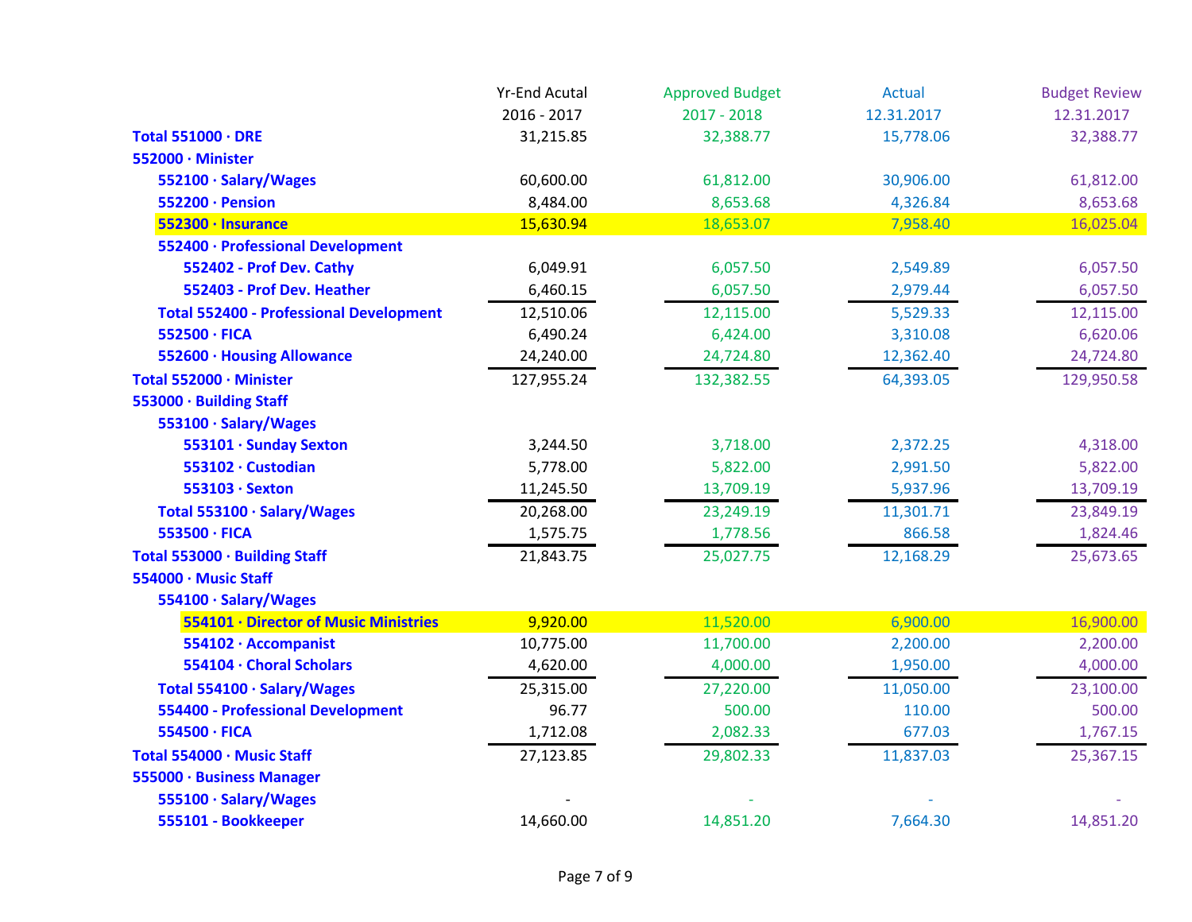| | Yr-End Acutal 2016 - 2017 | Approved Budget 2017 - 2018 | Actual 12.31.2017 | Budget Review 12.31.2017 |
|---|---|---|---|---|
| **Total 551000 · DRE** | 31,215.85 | 32,388.77 | 15,778.06 | 32,388.77 |
| **552000 · Minister** | | | | |
| **552100 · Salary/Wages** | 60,600.00 | 61,812.00 | 30,906.00 | 61,812.00 |
| **552200 · Pension** | 8,484.00 | 8,653.68 | 4,326.84 | 8,653.68 |
| **552300 · Insurance** | 15,630.94 | 18,653.07 | 7,958.40 | 16,025.04 |
| **552400 · Professional Development** | | | | |
| **552402 - Prof Dev. Cathy** | 6,049.91 | 6,057.50 | 2,549.89 | 6,057.50 |
| **552403 - Prof Dev. Heather** | 6,460.15 | 6,057.50 | 2,979.44 | 6,057.50 |
| **Total 552400 - Professional Development** | 12,510.06 | 12,115.00 | 5,529.33 | 12,115.00 |
| **552500 · FICA** | 6,490.24 | 6,424.00 | 3,310.08 | 6,620.06 |
| **552600 · Housing Allowance** | 24,240.00 | 24,724.80 | 12,362.40 | 24,724.80 |
| **Total 552000 · Minister** | 127,955.24 | 132,382.55 | 64,393.05 | 129,950.58 |
| **553000 · Building Staff** | | | | |
| **553100 · Salary/Wages** | | | | |
| **553101 · Sunday Sexton** | 3,244.50 | 3,718.00 | 2,372.25 | 4,318.00 |
| **553102 · Custodian** | 5,778.00 | 5,822.00 | 2,991.50 | 5,822.00 |
| **553103 · Sexton** | 11,245.50 | 13,709.19 | 5,937.96 | 13,709.19 |
| **Total 553100 · Salary/Wages** | 20,268.00 | 23,249.19 | 11,301.71 | 23,849.19 |
| **553500 · FICA** | 1,575.75 | 1,778.56 | 866.58 | 1,824.46 |
| **Total 553000 · Building Staff** | 21,843.75 | 25,027.75 | 12,168.29 | 25,673.65 |
| **554000 · Music Staff** | | | | |
| **554100 · Salary/Wages** | | | | |
| **554101 · Director of Music Ministries** | 9,920.00 | 11,520.00 | 6,900.00 | 16,900.00 |
| **554102 · Accompanist** | 10,775.00 | 11,700.00 | 2,200.00 | 2,200.00 |
| **554104 · Choral Scholars** | 4,620.00 | 4,000.00 | 1,950.00 | 4,000.00 |
| **Total 554100 · Salary/Wages** | 25,315.00 | 27,220.00 | 11,050.00 | 23,100.00 |
| **554400 - Professional Development** | 96.77 | 500.00 | 110.00 | 500.00 |
| **554500 · FICA** | 1,712.08 | 2,082.33 | 677.03 | 1,767.15 |
| **Total 554000 · Music Staff** | 27,123.85 | 29,802.33 | 11,837.03 | 25,367.15 |
| **555000 · Business Manager** | | | | |
| **555100 · Salary/Wages** | - | - | - | - |
| **555101 - Bookkeeper** | 14,660.00 | 14,851.20 | 7,664.30 | 14,851.20 |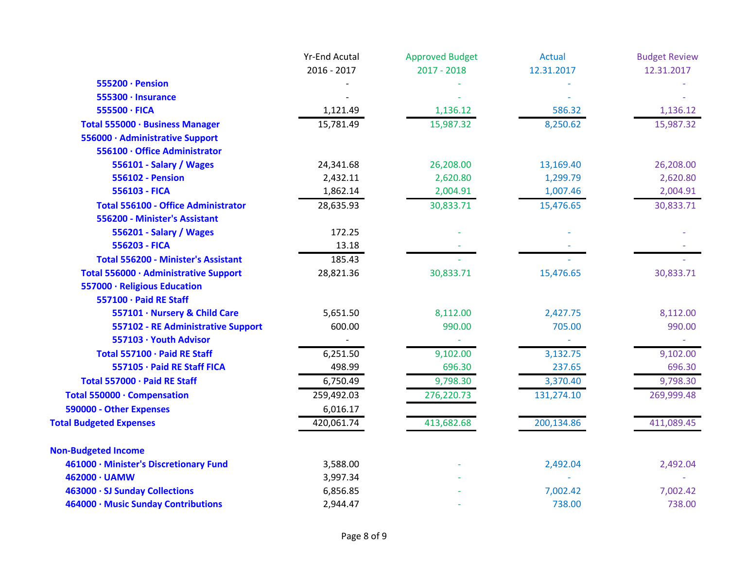| | Yr-End Acutal 2016 - 2017 | Approved Budget 2017 - 2018 | Actual 12.31.2017 | Budget Review 12.31.2017 |
|---|---|---|---|---|
| 555200 · Pension | - | - | - | - |
| 555300 · Insurance | - | - | - | - |
| 555500 · FICA | 1,121.49 | 1,136.12 | 586.32 | 1,136.12 |
| Total 555000 · Business Manager | 15,781.49 | 15,987.32 | 8,250.62 | 15,987.32 |
| 556000 · Administrative Support | | | | |
| 556100 · Office Administrator | | | | |
| 556101 - Salary / Wages | 24,341.68 | 26,208.00 | 13,169.40 | 26,208.00 |
| 556102 - Pension | 2,432.11 | 2,620.80 | 1,299.79 | 2,620.80 |
| 556103 - FICA | 1,862.14 | 2,004.91 | 1,007.46 | 2,004.91 |
| Total 556100 - Office Administrator | 28,635.93 | 30,833.71 | 15,476.65 | 30,833.71 |
| 556200 - Minister's Assistant | | | | |
| 556201 - Salary / Wages | 172.25 | - | - | - |
| 556203 - FICA | 13.18 | - | - | - |
| Total 556200 - Minister's Assistant | 185.43 | - | - | - |
| Total 556000 · Administrative Support | 28,821.36 | 30,833.71 | 15,476.65 | 30,833.71 |
| 557000 · Religious Education | | | | |
| 557100 · Paid RE Staff | | | | |
| 557101 · Nursery & Child Care | 5,651.50 | 8,112.00 | 2,427.75 | 8,112.00 |
| 557102 - RE Administrative Support | 600.00 | 990.00 | 705.00 | 990.00 |
| 557103 · Youth Advisor | - | - | - | - |
| Total 557100 · Paid RE Staff | 6,251.50 | 9,102.00 | 3,132.75 | 9,102.00 |
| 557105 · Paid RE Staff FICA | 498.99 | 696.30 | 237.65 | 696.30 |
| Total 557000 · Paid RE Staff | 6,750.49 | 9,798.30 | 3,370.40 | 9,798.30 |
| Total 550000 · Compensation | 259,492.03 | 276,220.73 | 131,274.10 | 269,999.48 |
| 590000 - Other Expenses | 6,016.17 | | | |
| Total Budgeted Expenses | 420,061.74 | 413,682.68 | 200,134.86 | 411,089.45 |
| | | | | |
| Non-Budgeted Income | | | | |
| 461000 · Minister's Discretionary Fund | 3,588.00 | - | 2,492.04 | 2,492.04 |
| 462000 · UAMW | 3,997.34 | - | - | - |
| 463000 · SJ Sunday Collections | 6,856.85 | - | 7,002.42 | 7,002.42 |
| 464000 · Music Sunday Contributions | 2,944.47 | - | 738.00 | 738.00 |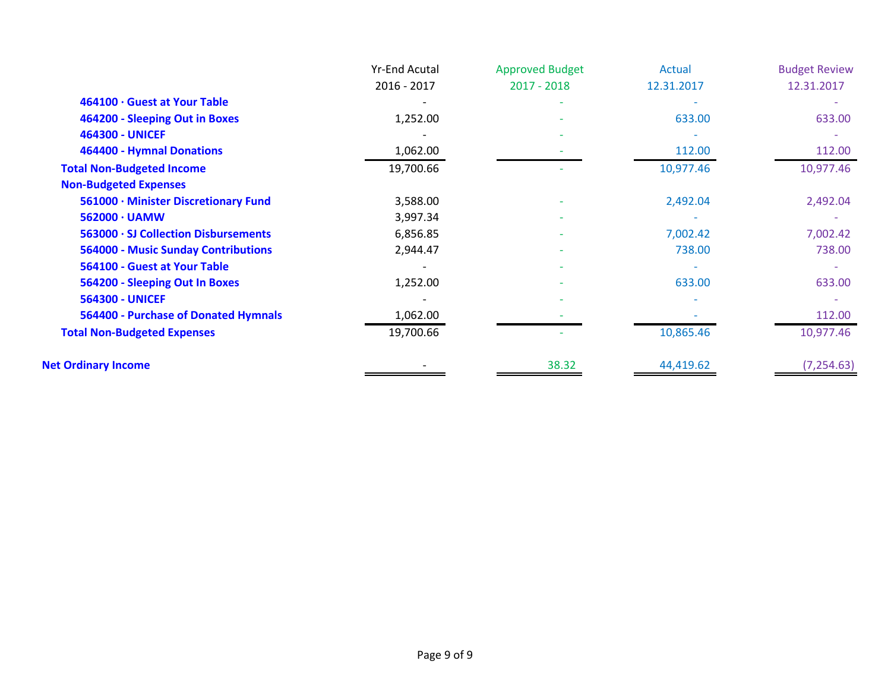| | Yr-End Acutal 2016 - 2017 | Approved Budget 2017 - 2018 | Actual 12.31.2017 | Budget Review 12.31.2017 |
|---|---|---|---|---|
| **464100 · Guest at Your Table** | - | - | - | - |
| **464200 - Sleeping Out in Boxes** | 1,252.00 | - | 633.00 | 633.00 |
| **464300 - UNICEF** | - | - | - | - |
| **464400 - Hymnal Donations** | 1,062.00 | - | 112.00 | 112.00 |
| **Total Non-Budgeted Income** | 19,700.66 | - | 10,977.46 | 10,977.46 |
| **Non-Budgeted Expenses** | | | | |
| **561000 · Minister Discretionary Fund** | 3,588.00 | - | 2,492.04 | 2,492.04 |
| **562000 · UAMW** | 3,997.34 | - | - | - |
| **563000 · SJ Collection Disbursements** | 6,856.85 | - | 7,002.42 | 7,002.42 |
| **564000 - Music Sunday Contributions** | 2,944.47 | - | 738.00 | 738.00 |
| **564100 - Guest at Your Table** | - | - | - | - |
| **564200 - Sleeping Out In Boxes** | 1,252.00 | - | 633.00 | 633.00 |
| **564300 - UNICEF** | - | - | - | - |
| **564400 - Purchase of Donated Hymnals** | 1,062.00 | - | - | 112.00 |
| **Total Non-Budgeted Expenses** | 19,700.66 | - | 10,865.46 | 10,977.46 |
| | | | | |
| **Net Ordinary Income** | - | 38.32 | 44,419.62 | (7,254.63) |